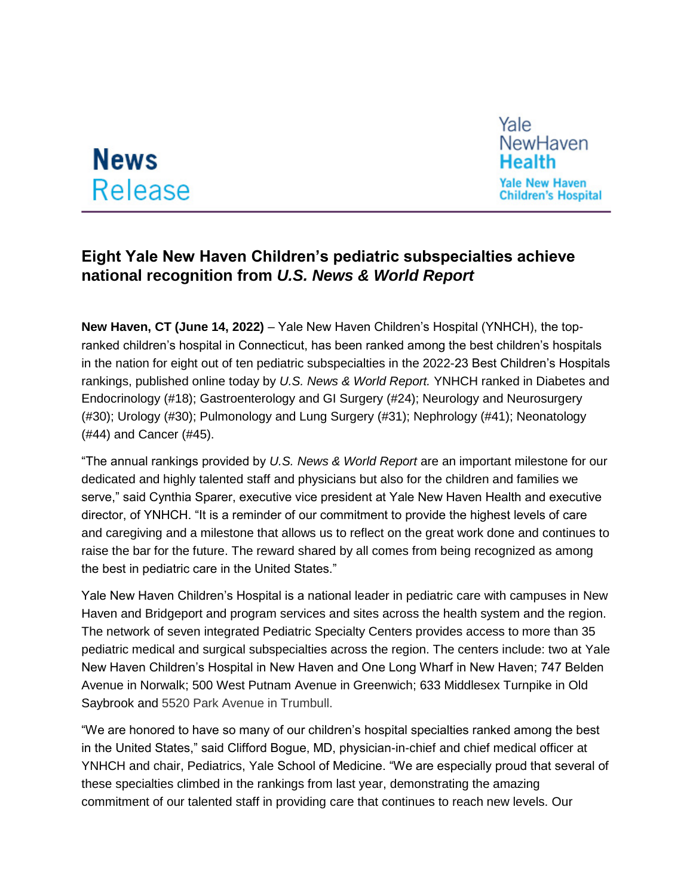**News Release**

Yale NewHaven Health
Yale New Haven Children's Hospital

## Eight Yale New Haven Children's pediatric subspecialties achieve national recognition from *U.S. News & World Report*

**New Haven, CT (June 14, 2022)** – Yale New Haven Children's Hospital (YNHCH), the top-ranked children's hospital in Connecticut, has been ranked among the best children's hospitals in the nation for eight out of ten pediatric subspecialties in the 2022-23 Best Children's Hospitals rankings, published online today by *U.S. News & World Report.* YNHCH ranked in Diabetes and Endocrinology (#18); Gastroenterology and GI Surgery (#24); Neurology and Neurosurgery (#30); Urology (#30); Pulmonology and Lung Surgery (#31); Nephrology (#41); Neonatology (#44) and Cancer (#45).

"The annual rankings provided by *U.S. News & World Report* are an important milestone for our dedicated and highly talented staff and physicians but also for the children and families we serve," said Cynthia Sparer, executive vice president at Yale New Haven Health and executive director, of YNHCH. "It is a reminder of our commitment to provide the highest levels of care and caregiving and a milestone that allows us to reflect on the great work done and continues to raise the bar for the future. The reward shared by all comes from being recognized as among the best in pediatric care in the United States."

Yale New Haven Children's Hospital is a national leader in pediatric care with campuses in New Haven and Bridgeport and program services and sites across the health system and the region. The network of seven integrated Pediatric Specialty Centers provides access to more than 35 pediatric medical and surgical subspecialties across the region. The centers include: two at Yale New Haven Children's Hospital in New Haven and One Long Wharf in New Haven; 747 Belden Avenue in Norwalk; 500 West Putnam Avenue in Greenwich; 633 Middlesex Turnpike in Old Saybrook and 5520 Park Avenue in Trumbull.

"We are honored to have so many of our children's hospital specialties ranked among the best in the United States," said Clifford Bogue, MD, physician-in-chief and chief medical officer at YNHCH and chair, Pediatrics, Yale School of Medicine. "We are especially proud that several of these specialties climbed in the rankings from last year, demonstrating the amazing commitment of our talented staff in providing care that continues to reach new levels. Our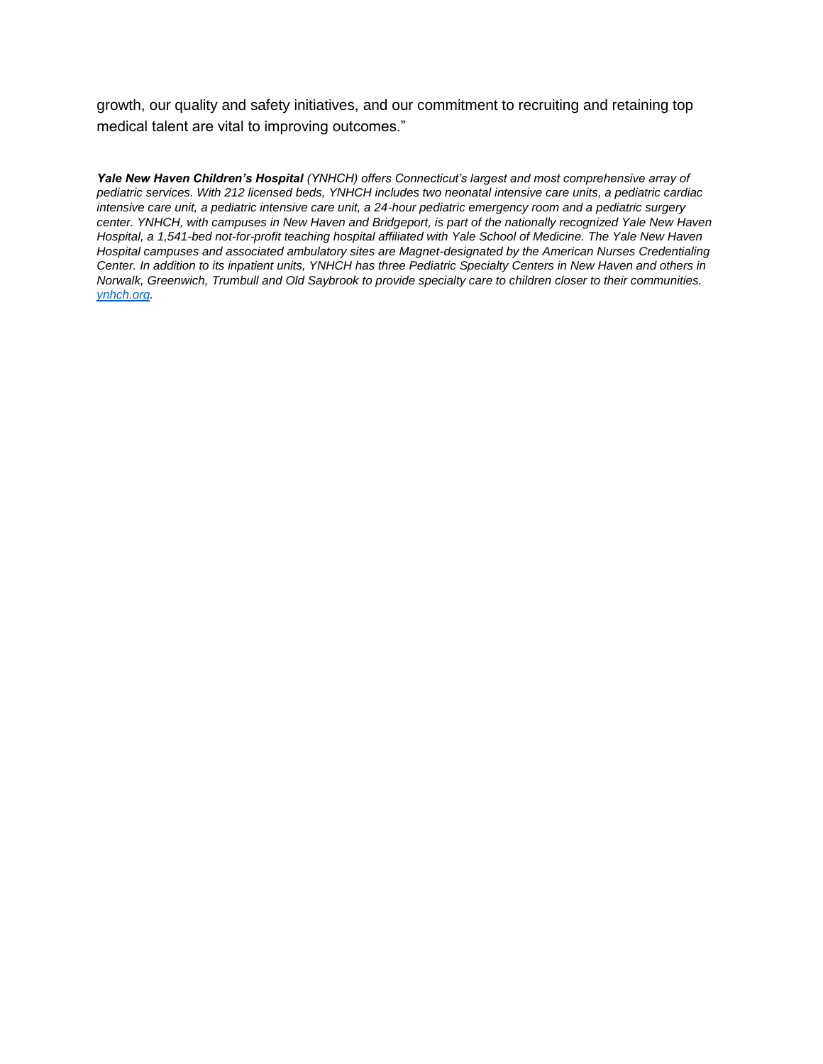growth, our quality and safety initiatives, and our commitment to recruiting and retaining top medical talent are vital to improving outcomes."

***Yale New Haven Children's Hospital*** *(YNHCH) offers Connecticut's largest and most comprehensive array of pediatric services. With 212 licensed beds, YNHCH includes two neonatal intensive care units, a pediatric cardiac intensive care unit, a pediatric intensive care unit, a 24-hour pediatric emergency room and a pediatric surgery center. YNHCH, with campuses in New Haven and Bridgeport, is part of the nationally recognized Yale New Haven Hospital, a 1,541-bed not-for-profit teaching hospital affiliated with Yale School of Medicine. The Yale New Haven Hospital campuses and associated ambulatory sites are Magnet-designated by the American Nurses Credentialing Center. In addition to its inpatient units, YNHCH has three Pediatric Specialty Centers in New Haven and others in Norwalk, Greenwich, Trumbull and Old Saybrook to provide specialty care to children closer to their communities. [ynhch.org](https://ynhch.org).*